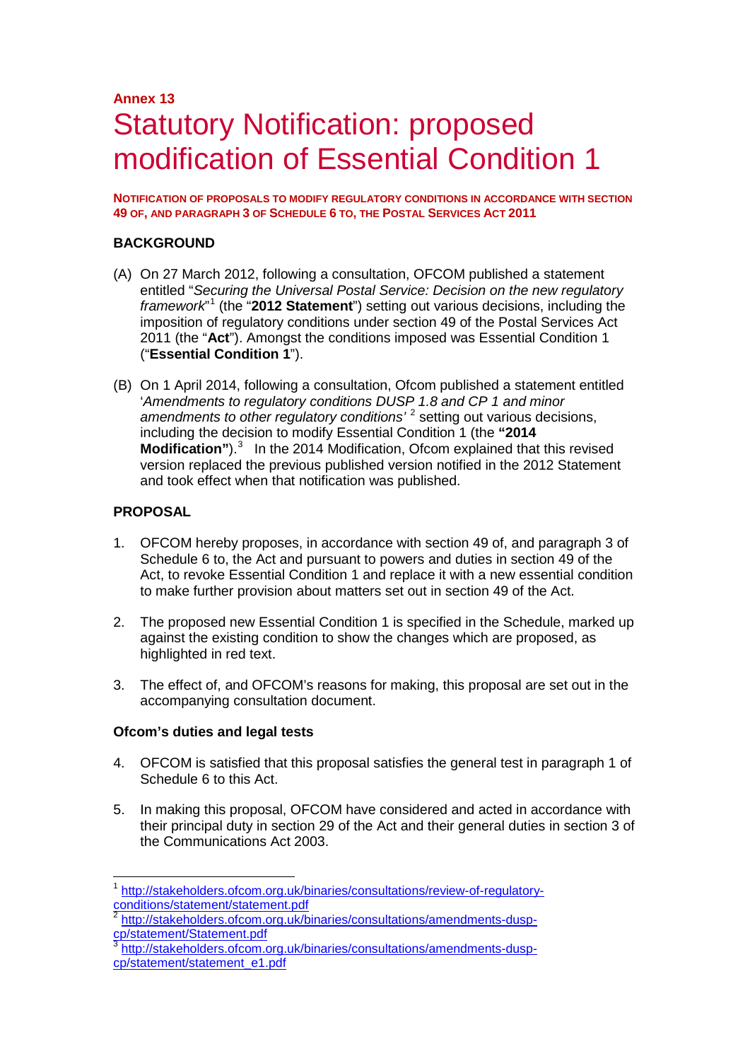**Annex 13**

# Statutory Notification: proposed modification of Essential Condition 1

**NOTIFICATION OF PROPOSALS TO MODIFY REGULATORY CONDITIONS IN ACCORDANCE WITH SECTION 49 OF, AND PARAGRAPH 3 OF SCHEDULE 6 TO, THE POSTAL SERVICES ACT 2011**

## BACKGROUND

(A) On 27 March 2012, following a consultation, OFCOM published a statement entitled "*Securing the Universal Postal Service: Decision on the new regulatory framework*"[1] (the "**2012 Statement**") setting out various decisions, including the imposition of regulatory conditions under section 49 of the Postal Services Act 2011 (the "**Act**"). Amongst the conditions imposed was Essential Condition 1 ("**Essential Condition 1**").

(B) On 1 April 2014, following a consultation, Ofcom published a statement entitled '*Amendments to regulatory conditions DUSP 1.8 and CP 1 and minor amendments to other regulatory conditions'* [2] setting out various decisions, including the decision to modify Essential Condition 1 (the **"2014 Modification"**).[3] In the 2014 Modification, Ofcom explained that this revised version replaced the previous published version notified in the 2012 Statement and took effect when that notification was published.

## PROPOSAL

1. OFCOM hereby proposes, in accordance with section 49 of, and paragraph 3 of Schedule 6 to, the Act and pursuant to powers and duties in section 49 of the Act, to revoke Essential Condition 1 and replace it with a new essential condition to make further provision about matters set out in section 49 of the Act.

2. The proposed new Essential Condition 1 is specified in the Schedule, marked up against the existing condition to show the changes which are proposed, as highlighted in red text.

3. The effect of, and OFCOM's reasons for making, this proposal are set out in the accompanying consultation document.

### Ofcom's duties and legal tests

4. OFCOM is satisfied that this proposal satisfies the general test in paragraph 1 of Schedule 6 to this Act.

5. In making this proposal, OFCOM have considered and acted in accordance with their principal duty in section 29 of the Act and their general duties in section 3 of the Communications Act 2003.

---

[1] http://stakeholders.ofcom.org.uk/binaries/consultations/review-of-regulatory-conditions/statement/statement.pdf

[2] http://stakeholders.ofcom.org.uk/binaries/consultations/amendments-dusp-cp/statement/Statement.pdf

[3] http://stakeholders.ofcom.org.uk/binaries/consultations/amendments-dusp-cp/statement/statement_e1.pdf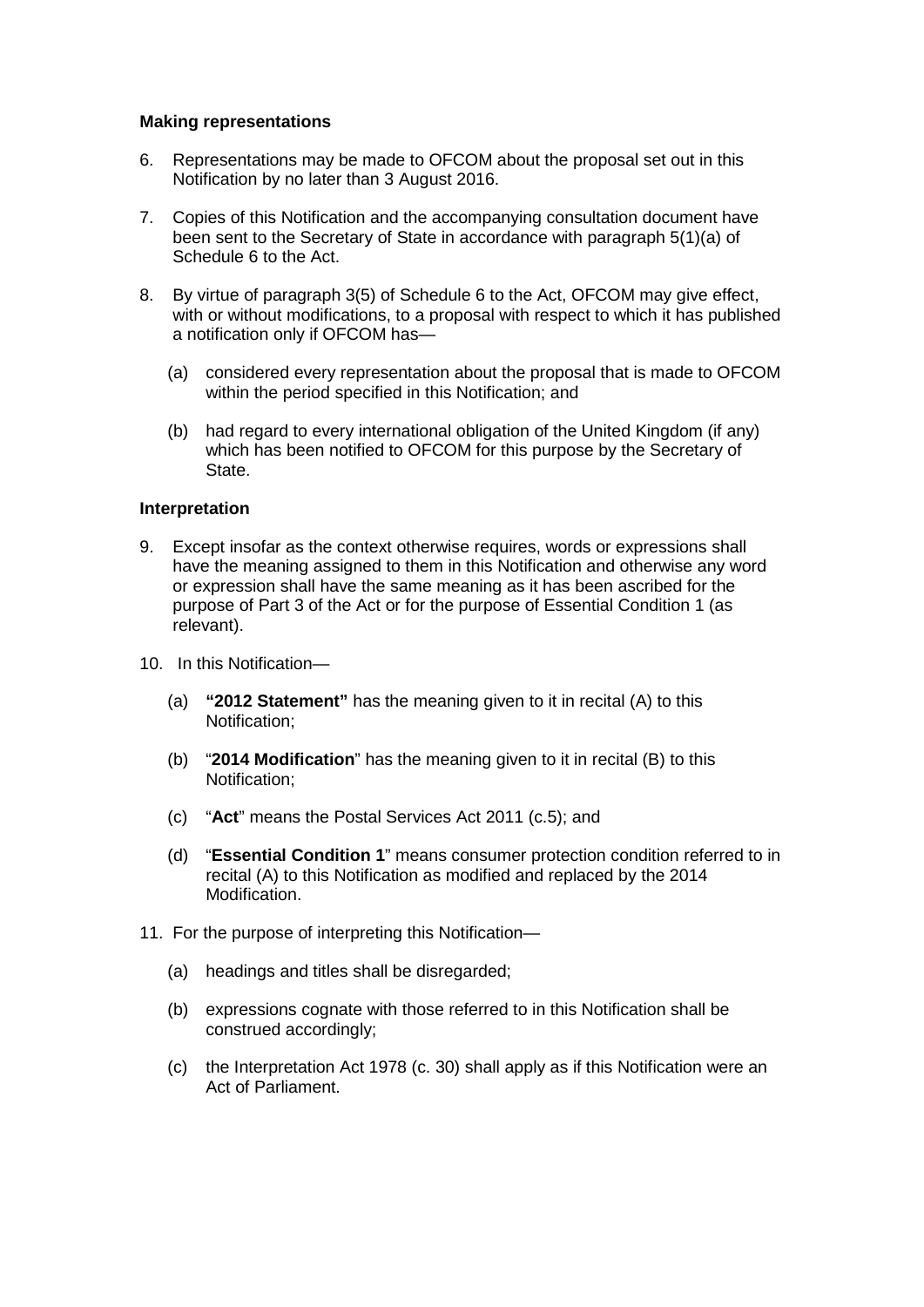**Making representations**

6. Representations may be made to OFCOM about the proposal set out in this Notification by no later than 3 August 2016.

7. Copies of this Notification and the accompanying consultation document have been sent to the Secretary of State in accordance with paragraph 5(1)(a) of Schedule 6 to the Act.

8. By virtue of paragraph 3(5) of Schedule 6 to the Act, OFCOM may give effect, with or without modifications, to a proposal with respect to which it has published a notification only if OFCOM has—

   (a) considered every representation about the proposal that is made to OFCOM within the period specified in this Notification; and

   (b) had regard to every international obligation of the United Kingdom (if any) which has been notified to OFCOM for this purpose by the Secretary of State.

**Interpretation**

9. Except insofar as the context otherwise requires, words or expressions shall have the meaning assigned to them in this Notification and otherwise any word or expression shall have the same meaning as it has been ascribed for the purpose of Part 3 of the Act or for the purpose of Essential Condition 1 (as relevant).

10. In this Notification—

   (a) **"2012 Statement"** has the meaning given to it in recital (A) to this Notification;

   (b) "**2014 Modification**" has the meaning given to it in recital (B) to this Notification;

   (c) "**Act**" means the Postal Services Act 2011 (c.5); and

   (d) "**Essential Condition 1**" means consumer protection condition referred to in recital (A) to this Notification as modified and replaced by the 2014 Modification.

11. For the purpose of interpreting this Notification—

   (a) headings and titles shall be disregarded;

   (b) expressions cognate with those referred to in this Notification shall be construed accordingly;

   (c) the Interpretation Act 1978 (c. 30) shall apply as if this Notification were an Act of Parliament.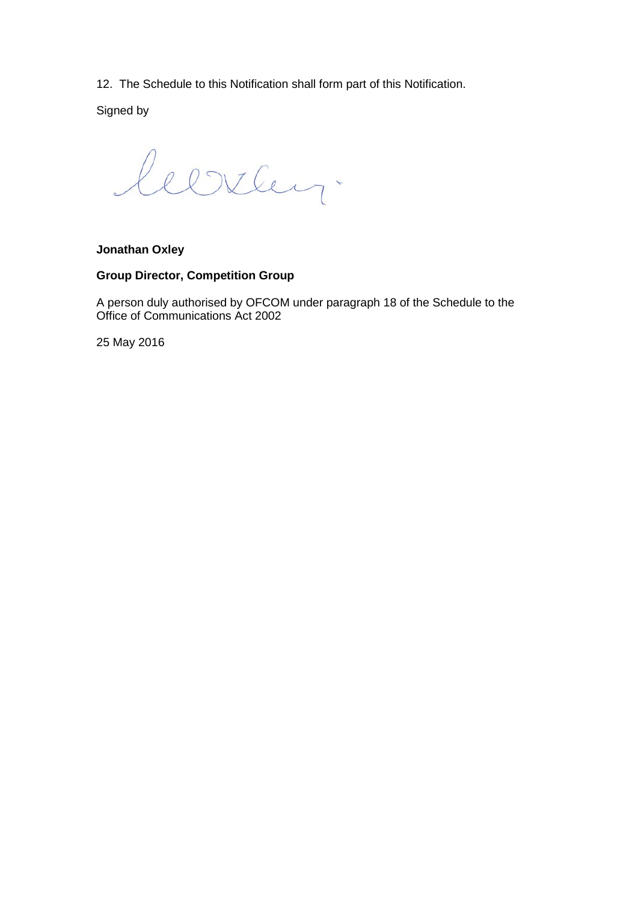12. The Schedule to this Notification shall form part of this Notification.

Signed by

**Jonathan Oxley**

**Group Director, Competition Group**

A person duly authorised by OFCOM under paragraph 18 of the Schedule to the Office of Communications Act 2002

25 May 2016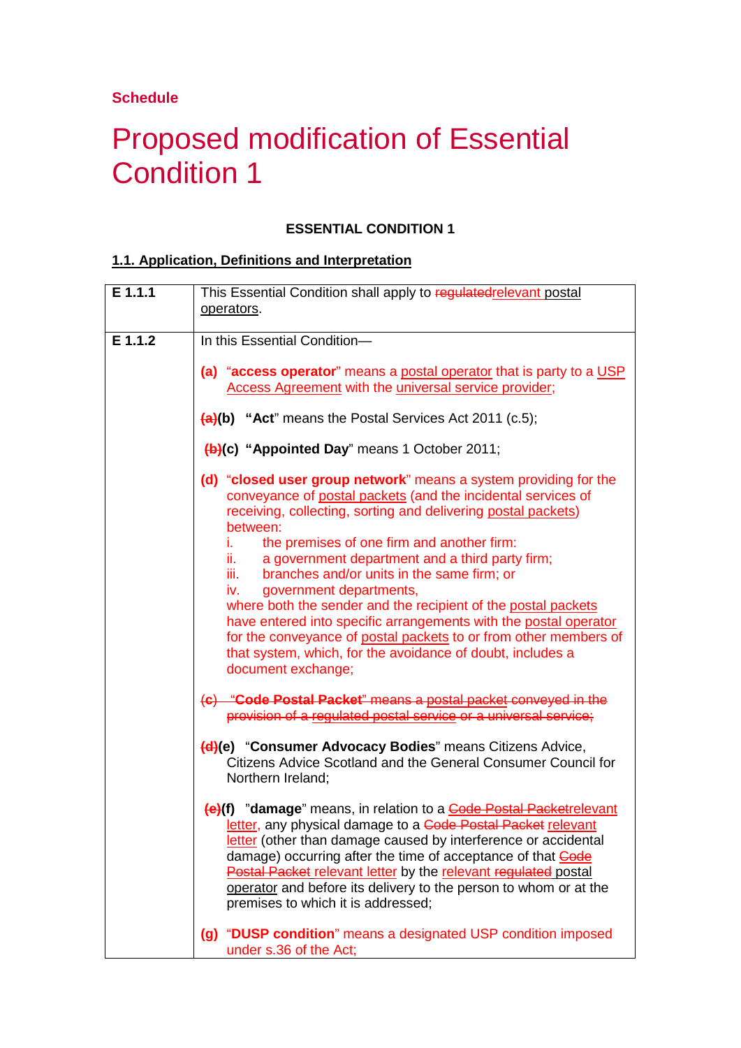**Schedule**

# Proposed modification of Essential Condition 1

**ESSENTIAL CONDITION 1**

**1.1. Application, Definitions and Interpretation**

| | |
|---|---|
| **E 1.1.1** | This Essential Condition shall apply to ~~regulated~~relevant postal operators. |
| **E 1.1.2** | In this Essential Condition—<br><br>**(a)** "**access operator**" means a postal operator that is party to a USP Access Agreement with the universal service provider;<br><br>~~(a)~~**(b)** "**Act**" means the Postal Services Act 2011 (c.5);<br><br>~~(b)~~**(c)** "**Appointed Day**" means 1 October 2011;<br><br>**(d)** "**closed user group network**" means a system providing for the conveyance of postal packets (and the incidental services of receiving, collecting, sorting and delivering postal packets) between:<br>i. the premises of one firm and another firm:<br>ii. a government department and a third party firm;<br>iii. branches and/or units in the same firm; or<br>iv. government departments,<br>where both the sender and the recipient of the postal packets have entered into specific arrangements with the postal operator for the conveyance of postal packets to or from other members of that system, which, for the avoidance of doubt, includes a document exchange;<br><br>~~(c) "**Code Postal Packet**" means a postal packet conveyed in the provision of a regulated postal service or a universal service;~~<br><br>~~(d)~~**(e)** "**Consumer Advocacy Bodies**" means Citizens Advice, Citizens Advice Scotland and the General Consumer Council for Northern Ireland;<br><br>~~(e)~~**(f)** "**damage**" means, in relation to a ~~Code Postal Packet~~relevant letter, any physical damage to a ~~Code Postal Packet~~ relevant letter (other than damage caused by interference or accidental damage) occurring after the time of acceptance of that ~~Code Postal Packet~~ relevant letter by the relevant ~~regulated~~ postal operator and before its delivery to the person to whom or at the premises to which it is addressed;<br><br>**(g)** "**DUSP condition**" means a designated USP condition imposed under s.36 of the Act; |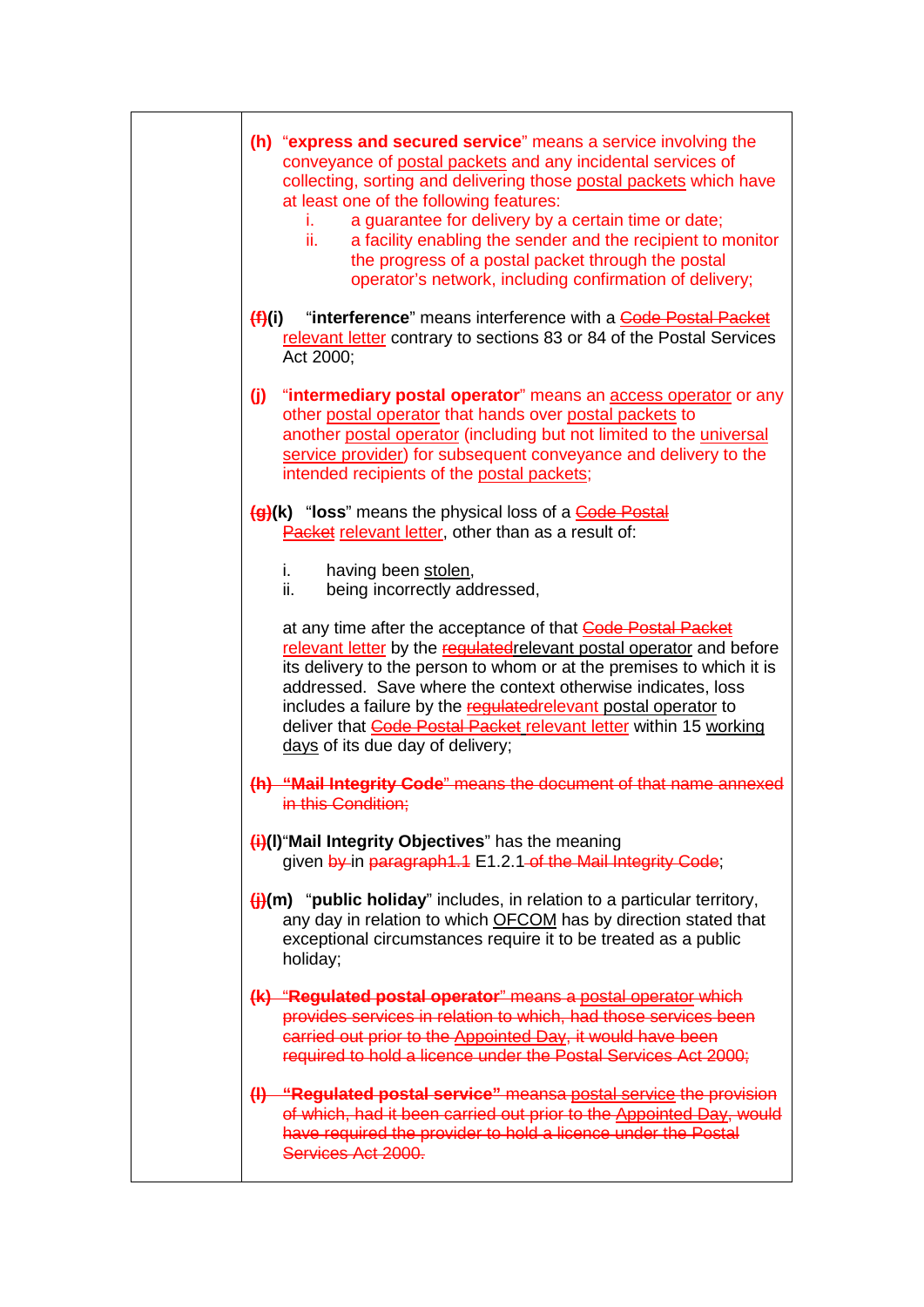(h) "**express and secured service**" means a service involving the conveyance of postal packets and any incidental services of collecting, sorting and delivering those postal packets which have at least one of the following features:

i. a guarantee for delivery by a certain time or date;
ii. a facility enabling the sender and the recipient to monitor the progress of a postal packet through the postal operator's network, including confirmation of delivery;

~~(f)~~(i) "**interference**" means interference with a ~~Code Postal Packet~~ relevant letter contrary to sections 83 or 84 of the Postal Services Act 2000;

(j) "**intermediary postal operator**" means an access operator or any other postal operator that hands over postal packets to another postal operator (including but not limited to the universal service provider) for subsequent conveyance and delivery to the intended recipients of the postal packets;

~~(g)~~(k) "**loss**" means the physical loss of a ~~Code Postal Packet~~ relevant letter, other than as a result of:

i. having been stolen,
ii. being incorrectly addressed,

at any time after the acceptance of that ~~Code Postal Packet~~ relevant letter by the ~~regulated~~relevant postal operator and before its delivery to the person to whom or at the premises to which it is addressed. Save where the context otherwise indicates, loss includes a failure by the ~~regulated~~relevant postal operator to deliver that ~~Code Postal Packet~~ relevant letter within 15 working days of its due day of delivery;

~~(h) "**Mail Integrity Code**" means the document of that name annexed in this Condition;~~

~~(i)~~(l)"**Mail Integrity Objectives**" has the meaning given ~~by~~ in ~~paragraph1.1~~ E1.2.1 ~~of the Mail Integrity Code~~;

~~(j)~~(m) "**public holiday**" includes, in relation to a particular territory, any day in relation to which OFCOM has by direction stated that exceptional circumstances require it to be treated as a public holiday;

~~(k) "**Regulated postal operator**" means a postal operator which provides services in relation to which, had those services been carried out prior to the Appointed Day, it would have been required to hold a licence under the Postal Services Act 2000;~~

~~(l) "**Regulated postal service**" meansa postal service the provision of which, had it been carried out prior to the Appointed Day, would have required the provider to hold a licence under the Postal Services Act 2000.~~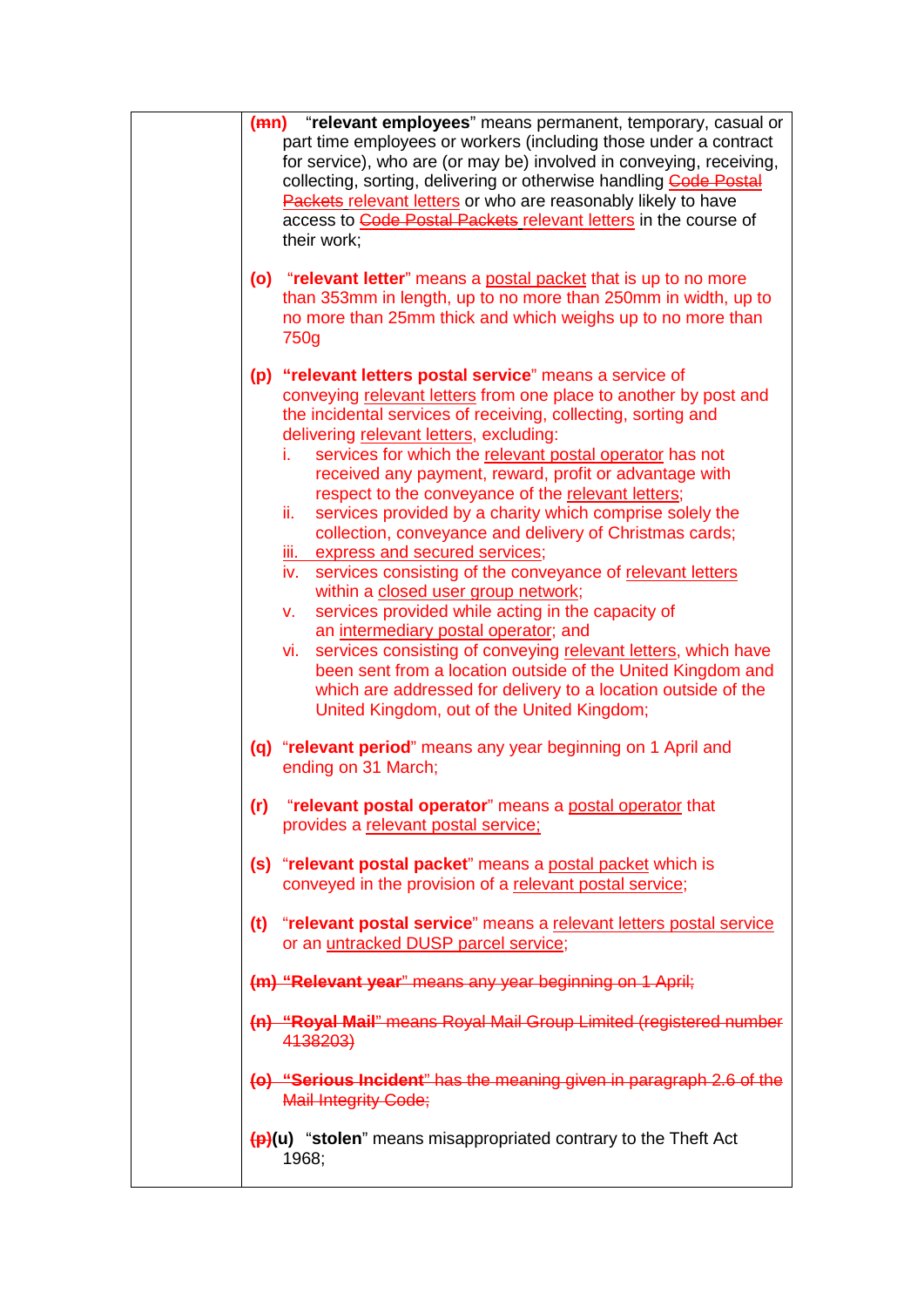(~~m~~n) "**relevant employees**" means permanent, temporary, casual or part time employees or workers (including those under a contract for service), who are (or may be) involved in conveying, receiving, collecting, sorting, delivering or otherwise handling ~~Code Postal Packets~~ relevant letters or who are reasonably likely to have access to ~~Code Postal Packets~~ relevant letters in the course of their work;

**(o)** "**relevant letter**" means a postal packet that is up to no more than 353mm in length, up to no more than 250mm in width, up to no more than 25mm thick and which weighs up to no more than 750g

**(p)** "**relevant letters postal service**" means a service of conveying relevant letters from one place to another by post and the incidental services of receiving, collecting, sorting and delivering relevant letters, excluding:

i. services for which the relevant postal operator has not received any payment, reward, profit or advantage with respect to the conveyance of the relevant letters;
ii. services provided by a charity which comprise solely the collection, conveyance and delivery of Christmas cards;
iii. express and secured services;
iv. services consisting of the conveyance of relevant letters within a closed user group network;
v. services provided while acting in the capacity of an intermediary postal operator; and
vi. services consisting of conveying relevant letters, which have been sent from a location outside of the United Kingdom and which are addressed for delivery to a location outside of the United Kingdom, out of the United Kingdom;

**(q)** "**relevant period**" means any year beginning on 1 April and ending on 31 March;

**(r)** "**relevant postal operator**" means a postal operator that provides a relevant postal service;

**(s)** "**relevant postal packet**" means a postal packet which is conveyed in the provision of a relevant postal service;

**(t)** "**relevant postal service**" means a relevant letters postal service or an untracked DUSP parcel service;

~~**(m) "Relevant year"** means any year beginning on 1 April;~~

~~**(n) "Royal Mail"** means Royal Mail Group Limited (registered number 4138203)~~

~~**(o) "Serious Incident"** has the meaning given in paragraph 2.6 of the Mail Integrity Code;~~

~~**(p)**~~**(u)** "**stolen**" means misappropriated contrary to the Theft Act 1968;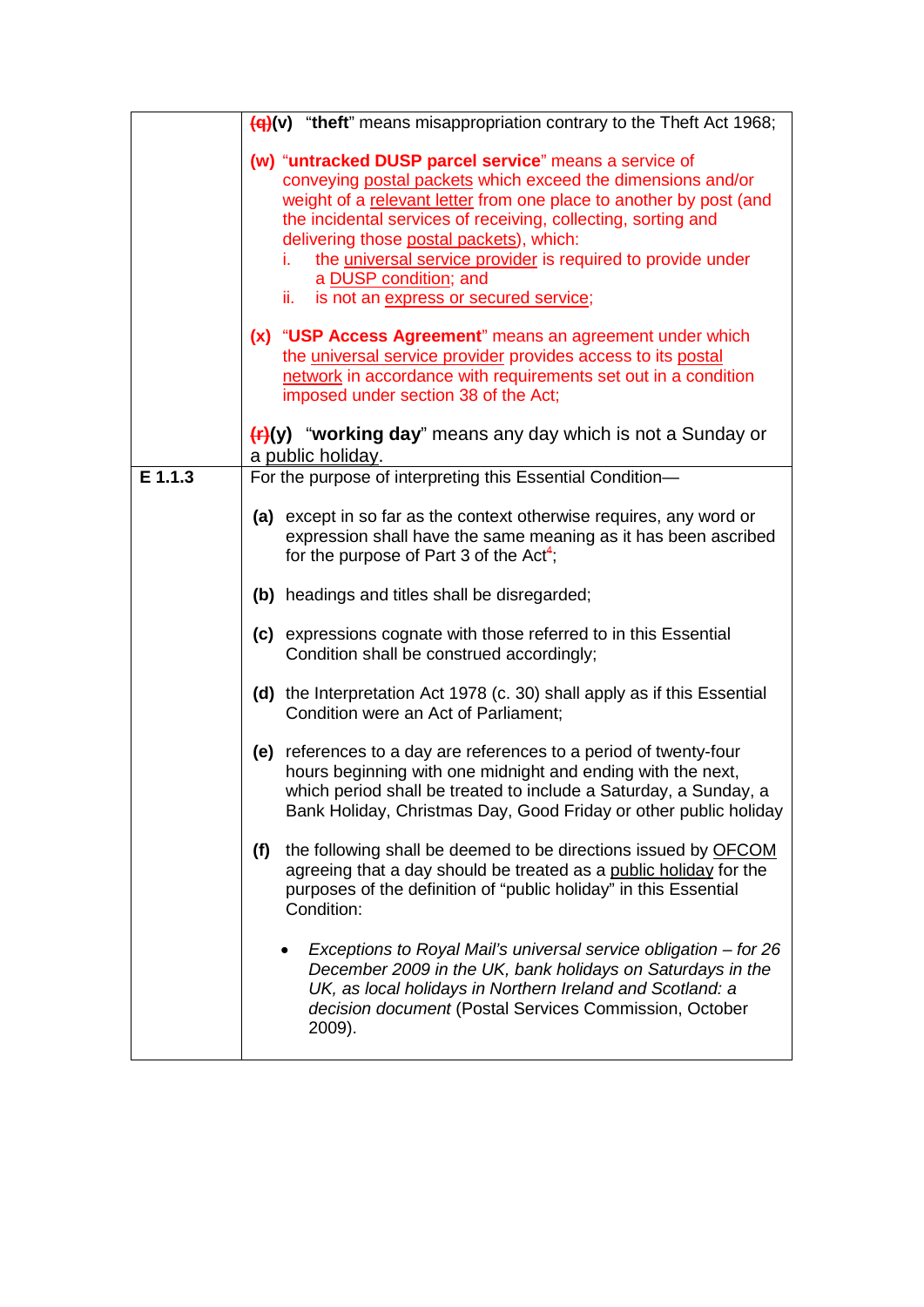| | |
|---|---|
| | ~~(q)~~**(v)** "**theft**" means misappropriation contrary to the Theft Act 1968;<br><br>**(w)** "**untracked DUSP parcel service**" means a service of conveying postal packets which exceed the dimensions and/or weight of a relevant letter from one place to another by post (and the incidental services of receiving, collecting, sorting and delivering those postal packets), which:<br>i. the universal service provider is required to provide under a DUSP condition; and<br>ii. is not an express or secured service;<br><br>**(x)** "**USP Access Agreement**" means an agreement under which the universal service provider provides access to its postal network in accordance with requirements set out in a condition imposed under section 38 of the Act;<br><br>~~(r)~~**(y)** "**working day**" means any day which is not a Sunday or a public holiday. |
| **E 1.1.3** | For the purpose of interpreting this Essential Condition—<br><br>**(a)** except in so far as the context otherwise requires, any word or expression shall have the same meaning as it has been ascribed for the purpose of Part 3 of the Act[4];<br><br>**(b)** headings and titles shall be disregarded;<br><br>**(c)** expressions cognate with those referred to in this Essential Condition shall be construed accordingly;<br><br>**(d)** the Interpretation Act 1978 (c. 30) shall apply as if this Essential Condition were an Act of Parliament;<br><br>**(e)** references to a day are references to a period of twenty-four hours beginning with one midnight and ending with the next, which period shall be treated to include a Saturday, a Sunday, a Bank Holiday, Christmas Day, Good Friday or other public holiday<br><br>**(f)** the following shall be deemed to be directions issued by OFCOM agreeing that a day should be treated as a public holiday for the purposes of the definition of "public holiday" in this Essential Condition:<br><br>• *Exceptions to Royal Mail's universal service obligation – for 26 December 2009 in the UK, bank holidays on Saturdays in the UK, as local holidays in Northern Ireland and Scotland: a decision document* (Postal Services Commission, October 2009). |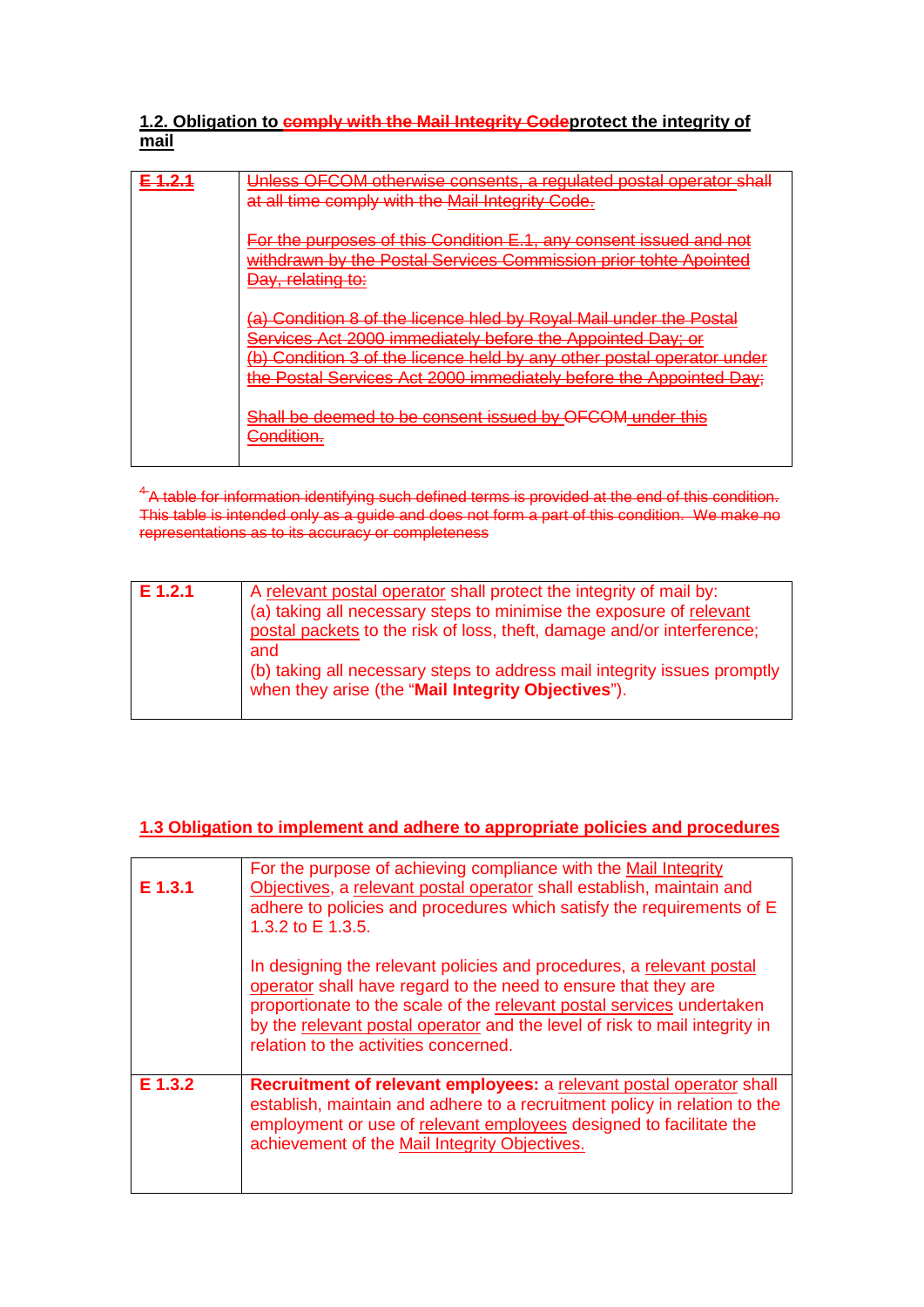**1.2. Obligation to ~~comply with the Mail Integrity Code~~protect the integrity of mail**

| ~~E 1.2.1~~ | ~~Unless OFCOM otherwise consents, a regulated postal operator shall at all time comply with the Mail Integrity Code.~~<br><br>~~For the purposes of this Condition E.1, any consent issued and not withdrawn by the Postal Services Commission prior tohte Apointed Day, relating to:~~<br><br>~~(a) Condition 8 of the licence hled by Royal Mail under the Postal Services Act 2000 immediately before the Appointed Day; or~~<br>~~(b) Condition 3 of the licence held by any other postal operator under the Postal Services Act 2000 immediately before the Appointed Day;~~<br><br>~~Shall be deemed to be consent issued by OFCOM under this Condition.~~ |
|---|---|

~~[4] A table for information identifying such defined terms is provided at the end of this condition. This table is intended only as a guide and does not form a part of this condition. We make no representations as to its accuracy or completeness~~

| E 1.2.1 | A relevant postal operator shall protect the integrity of mail by:<br>(a) taking all necessary steps to minimise the exposure of relevant postal packets to the risk of loss, theft, damage and/or interference; and<br>(b) taking all necessary steps to address mail integrity issues promptly when they arise (the "**Mail Integrity Objectives**"). |
|---|---|

**1.3 Obligation to implement and adhere to appropriate policies and procedures**

| E 1.3.1 | For the purpose of achieving compliance with the Mail Integrity Objectives, a relevant postal operator shall establish, maintain and adhere to policies and procedures which satisfy the requirements of E 1.3.2 to E 1.3.5.<br><br>In designing the relevant policies and procedures, a relevant postal operator shall have regard to the need to ensure that they are proportionate to the scale of the relevant postal services undertaken by the relevant postal operator and the level of risk to mail integrity in relation to the activities concerned. |
|---|---|
| E 1.3.2 | **Recruitment of relevant employees:** a relevant postal operator shall establish, maintain and adhere to a recruitment policy in relation to the employment or use of relevant employees designed to facilitate the achievement of the Mail Integrity Objectives. |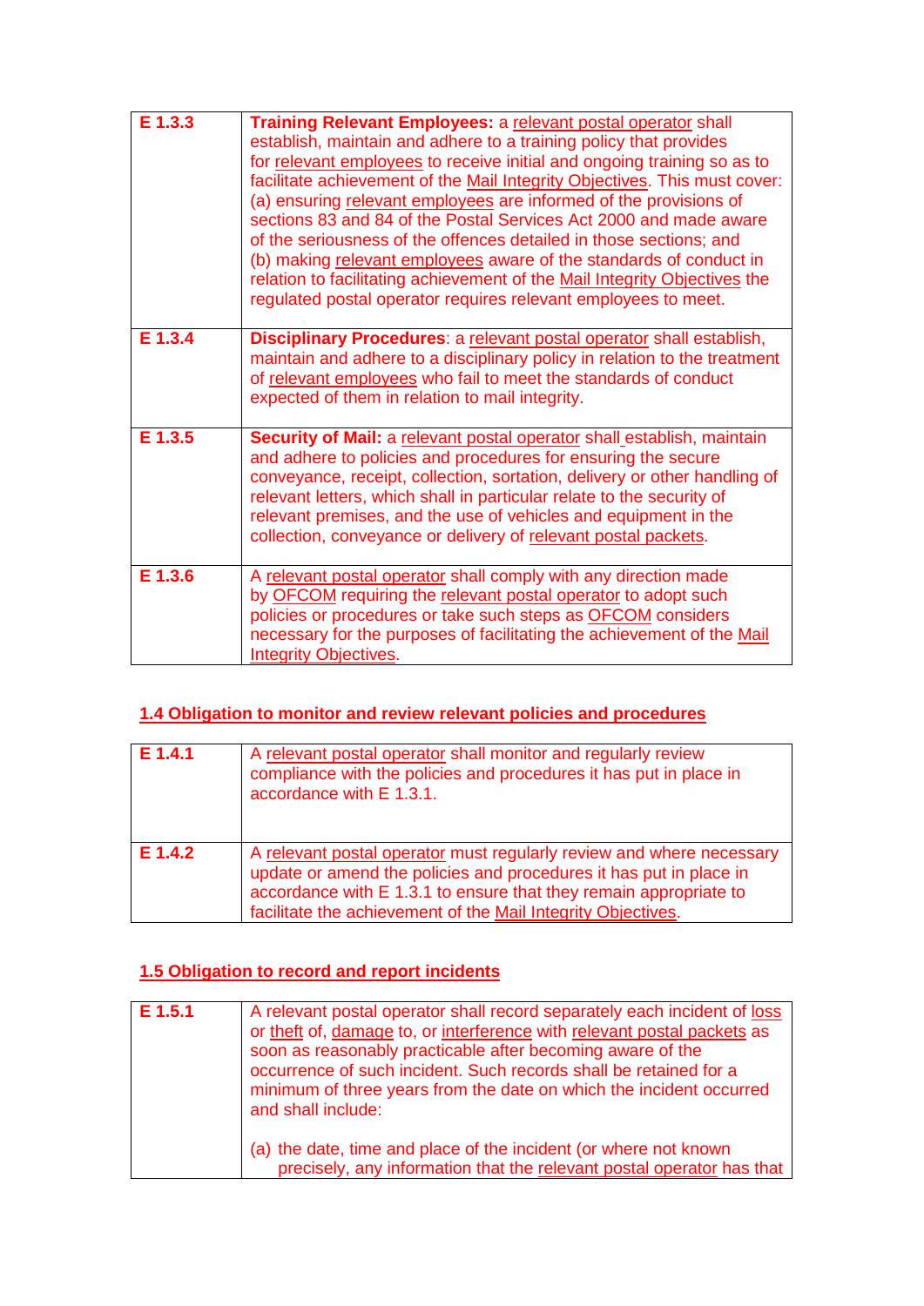| | |
|---|---|
| **E 1.3.3** | **Training Relevant Employees:** a relevant postal operator shall establish, maintain and adhere to a training policy that provides for relevant employees to receive initial and ongoing training so as to facilitate achievement of the Mail Integrity Objectives. This must cover: (a) ensuring relevant employees are informed of the provisions of sections 83 and 84 of the Postal Services Act 2000 and made aware of the seriousness of the offences detailed in those sections; and (b) making relevant employees aware of the standards of conduct in relation to facilitating achievement of the Mail Integrity Objectives the regulated postal operator requires relevant employees to meet. |
| **E 1.3.4** | **Disciplinary Procedures**: a relevant postal operator shall establish, maintain and adhere to a disciplinary policy in relation to the treatment of relevant employees who fail to meet the standards of conduct expected of them in relation to mail integrity. |
| **E 1.3.5** | **Security of Mail:** a relevant postal operator shall establish, maintain and adhere to policies and procedures for ensuring the secure conveyance, receipt, collection, sortation, delivery or other handling of relevant letters, which shall in particular relate to the security of relevant premises, and the use of vehicles and equipment in the collection, conveyance or delivery of relevant postal packets. |
| **E 1.3.6** | A relevant postal operator shall comply with any direction made by OFCOM requiring the relevant postal operator to adopt such policies or procedures or take such steps as OFCOM considers necessary for the purposes of facilitating the achievement of the Mail Integrity Objectives. |

## 1.4 Obligation to monitor and review relevant policies and procedures

| | |
|---|---|
| **E 1.4.1** | A relevant postal operator shall monitor and regularly review compliance with the policies and procedures it has put in place in accordance with E 1.3.1. |
| **E 1.4.2** | A relevant postal operator must regularly review and where necessary update or amend the policies and procedures it has put in place in accordance with E 1.3.1 to ensure that they remain appropriate to facilitate the achievement of the Mail Integrity Objectives. |

## 1.5 Obligation to record and report incidents

| | |
|---|---|
| **E 1.5.1** | A relevant postal operator shall record separately each incident of loss or theft of, damage to, or interference with relevant postal packets as soon as reasonably practicable after becoming aware of the occurrence of such incident. Such records shall be retained for a minimum of three years from the date on which the incident occurred and shall include:<br><br>(a) the date, time and place of the incident (or where not known precisely, any information that the relevant postal operator has that |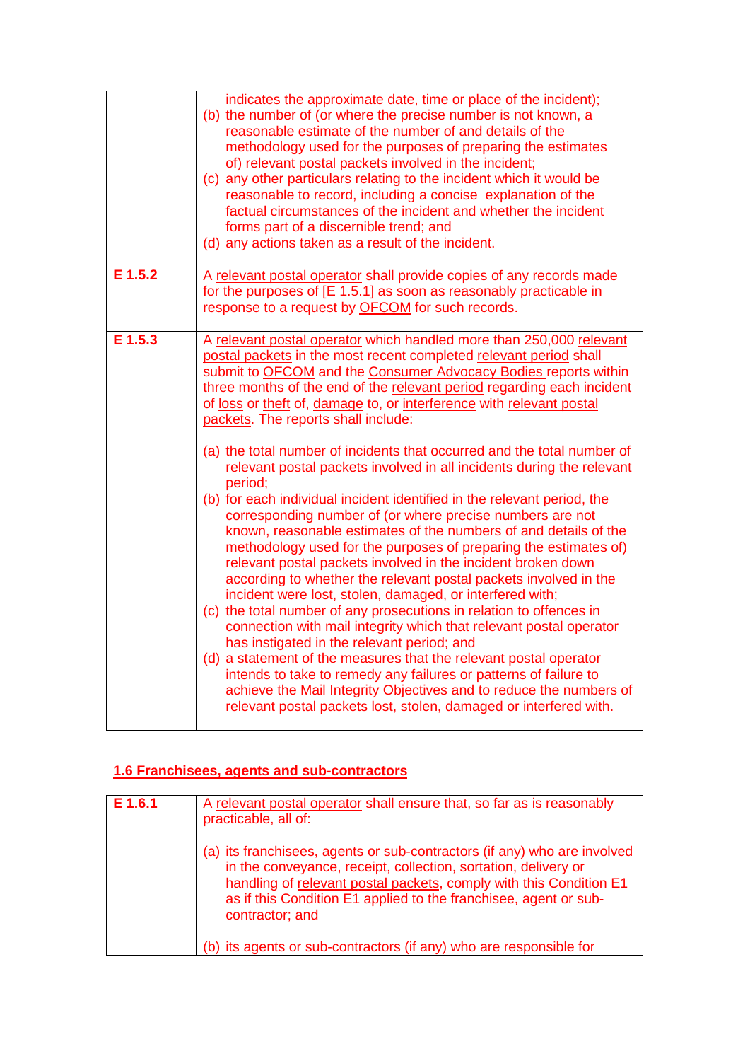| | |
|---|---|
| | indicates the approximate date, time or place of the incident);<br>(b) the number of (or where the precise number is not known, a reasonable estimate of the number of and details of the methodology used for the purposes of preparing the estimates of) relevant postal packets involved in the incident;<br>(c) any other particulars relating to the incident which it would be reasonable to record, including a concise explanation of the factual circumstances of the incident and whether the incident forms part of a discernible trend; and<br>(d) any actions taken as a result of the incident. |
| **E 1.5.2** | A relevant postal operator shall provide copies of any records made for the purposes of [E 1.5.1] as soon as reasonably practicable in response to a request by OFCOM for such records. |
| **E 1.5.3** | A relevant postal operator which handled more than 250,000 relevant postal packets in the most recent completed relevant period shall submit to OFCOM and the Consumer Advocacy Bodies reports within three months of the end of the relevant period regarding each incident of loss or theft of, damage to, or interference with relevant postal packets. The reports shall include:<br><br>(a) the total number of incidents that occurred and the total number of relevant postal packets involved in all incidents during the relevant period;<br>(b) for each individual incident identified in the relevant period, the corresponding number of (or where precise numbers are not known, reasonable estimates of the numbers of and details of the methodology used for the purposes of preparing the estimates of) relevant postal packets involved in the incident broken down according to whether the relevant postal packets involved in the incident were lost, stolen, damaged, or interfered with;<br>(c) the total number of any prosecutions in relation to offences in connection with mail integrity which that relevant postal operator has instigated in the relevant period; and<br>(d) a statement of the measures that the relevant postal operator intends to take to remedy any failures or patterns of failure to achieve the Mail Integrity Objectives and to reduce the numbers of relevant postal packets lost, stolen, damaged or interfered with. |

## 1.6 Franchisees, agents and sub-contractors

| | |
|---|---|
| **E 1.6.1** | A relevant postal operator shall ensure that, so far as is reasonably practicable, all of:<br><br>(a) its franchisees, agents or sub-contractors (if any) who are involved in the conveyance, receipt, collection, sortation, delivery or handling of relevant postal packets, comply with this Condition E1 as if this Condition E1 applied to the franchisee, agent or sub-contractor; and<br><br>(b) its agents or sub-contractors (if any) who are responsible for |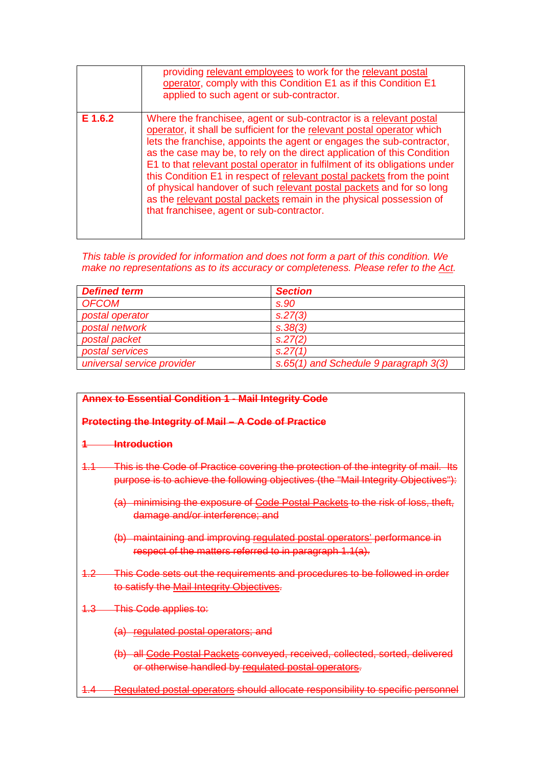| | |
|---|---|
| | providing <u>relevant employees</u> to work for the <u>relevant postal operator</u>, comply with this Condition E1 as if this Condition E1 applied to such agent or sub-contractor. |
| **E 1.6.2** | Where the franchisee, agent or sub-contractor is a <u>relevant postal operator</u>, it shall be sufficient for the <u>relevant postal operator</u> which lets the franchise, appoints the agent or engages the sub-contractor, as the case may be, to rely on the direct application of this Condition E1 to that <u>relevant postal operator</u> in fulfilment of its obligations under this Condition E1 in respect of <u>relevant postal packets</u> from the point of physical handover of such <u>relevant postal packets</u> and for so long as the <u>relevant postal packets</u> remain in the physical possession of that franchisee, agent or sub-contractor. |

*This table is provided for information and does not form a part of this condition. We make no representations as to its accuracy or completeness. Please refer to the <u>Act</u>.*

| ***Defined term*** | ***Section*** |
|---|---|
| *OFCOM* | *s.90* |
| *postal operator* | *s.27(3)* |
| *postal network* | *s.38(3)* |
| *postal packet* | *s.27(2)* |
| *postal services* | *s.27(1)* |
| *universal service provider* | *s.65(1) and Schedule 9 paragraph 3(3)* |

~~**Annex to Essential Condition 1 - Mail Integrity Code**~~

~~**Protecting the Integrity of Mail – A Code of Practice**~~

~~**1 Introduction**~~

~~1.1 This is the Code of Practice covering the protection of the integrity of mail. Its purpose is to achieve the following objectives (the "Mail Integrity Objectives"):~~

~~(a) minimising the exposure of <u>Code Postal Packets</u> to the risk of loss, theft, damage and/or interference; and~~

~~(b) maintaining and improving <u>regulated postal operators'</u> performance in respect of the matters referred to in paragraph 1.1(a).~~

~~1.2 This Code sets out the requirements and procedures to be followed in order to satisfy the <u>Mail Integrity Objectives</u>.~~

~~1.3 This Code applies to:~~

~~(a) <u>regulated postal operators</u>; and~~

~~(b) all <u>Code Postal Packets</u> conveyed, received, collected, sorted, delivered or otherwise handled by <u>regulated postal operators</u>.~~

~~1.4 <u>Regulated postal operators</u> should allocate responsibility to specific personnel~~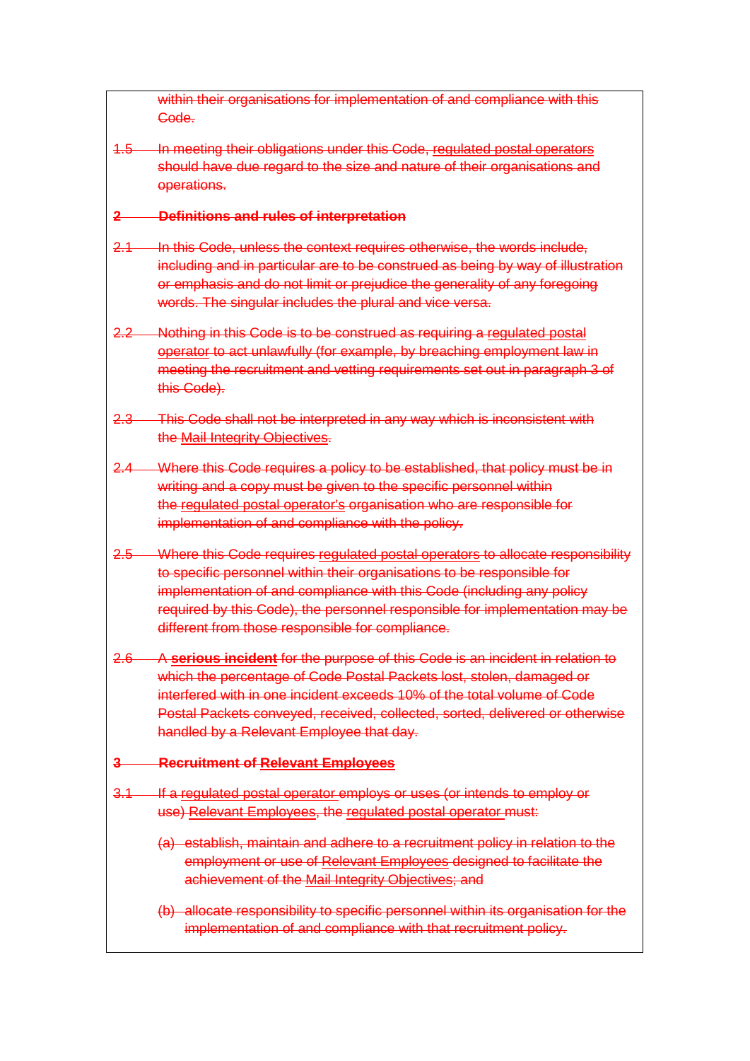within their organisations for implementation of and compliance with this Code.

1.5 In meeting their obligations under this Code, regulated postal operators should have due regard to the size and nature of their organisations and operations.

## 2 Definitions and rules of interpretation

2.1 In this Code, unless the context requires otherwise, the words include, including and in particular are to be construed as being by way of illustration or emphasis and do not limit or prejudice the generality of any foregoing words. The singular includes the plural and vice versa.

2.2 Nothing in this Code is to be construed as requiring a regulated postal operator to act unlawfully (for example, by breaching employment law in meeting the recruitment and vetting requirements set out in paragraph 3 of this Code).

2.3 This Code shall not be interpreted in any way which is inconsistent with the Mail Integrity Objectives.

2.4 Where this Code requires a policy to be established, that policy must be in writing and a copy must be given to the specific personnel within the regulated postal operator's organisation who are responsible for implementation of and compliance with the policy.

2.5 Where this Code requires regulated postal operators to allocate responsibility to specific personnel within their organisations to be responsible for implementation of and compliance with this Code (including any policy required by this Code), the personnel responsible for implementation may be different from those responsible for compliance.

2.6 A **serious incident** for the purpose of this Code is an incident in relation to which the percentage of Code Postal Packets lost, stolen, damaged or interfered with in one incident exceeds 10% of the total volume of Code Postal Packets conveyed, received, collected, sorted, delivered or otherwise handled by a Relevant Employee that day.

## 3 Recruitment of Relevant Employees

3.1 If a regulated postal operator employs or uses (or intends to employ or use) Relevant Employees, the regulated postal operator must:

(a) establish, maintain and adhere to a recruitment policy in relation to the employment or use of Relevant Employees designed to facilitate the achievement of the Mail Integrity Objectives; and

(b) allocate responsibility to specific personnel within its organisation for the implementation of and compliance with that recruitment policy.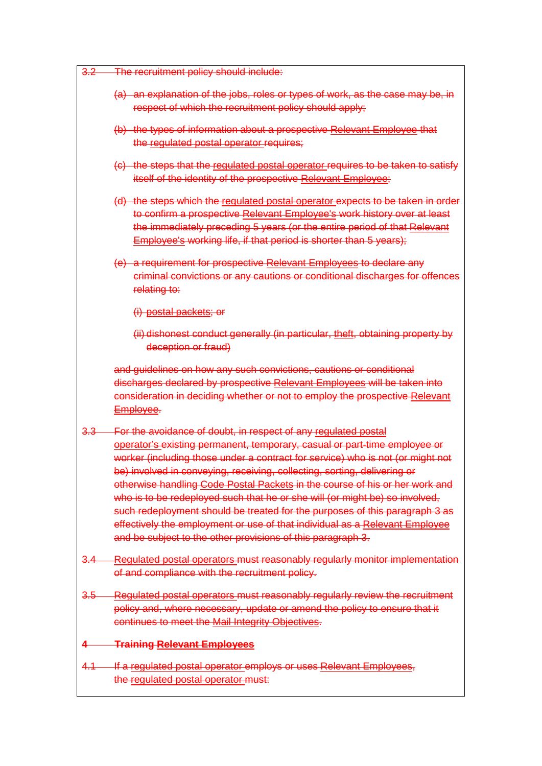~~3.2 The recruitment policy should include:~~

~~(a) an explanation of the jobs, roles or types of work, as the case may be, in respect of which the recruitment policy should apply;~~

~~(b) the types of information about a prospective Relevant Employee that the regulated postal operator requires;~~

~~(c) the steps that the regulated postal operator requires to be taken to satisfy itself of the identity of the prospective Relevant Employee;~~

~~(d) the steps which the regulated postal operator expects to be taken in order to confirm a prospective Relevant Employee's work history over at least the immediately preceding 5 years (or the entire period of that Relevant Employee's working life, if that period is shorter than 5 years);~~

~~(e) a requirement for prospective Relevant Employees to declare any criminal convictions or any cautions or conditional discharges for offences relating to:~~

~~(i) postal packets; or~~

~~(ii) dishonest conduct generally (in particular, theft, obtaining property by deception or fraud)~~

~~and guidelines on how any such convictions, cautions or conditional discharges declared by prospective Relevant Employees will be taken into consideration in deciding whether or not to employ the prospective Relevant Employee.~~

~~3.3 For the avoidance of doubt, in respect of any regulated postal operator's existing permanent, temporary, casual or part-time employee or worker (including those under a contract for service) who is not (or might not be) involved in conveying, receiving, collecting, sorting, delivering or otherwise handling Code Postal Packets in the course of his or her work and who is to be redeployed such that he or she will (or might be) so involved, such redeployment should be treated for the purposes of this paragraph 3 as effectively the employment or use of that individual as a Relevant Employee and be subject to the other provisions of this paragraph 3.~~

~~3.4 Regulated postal operators must reasonably regularly monitor implementation of and compliance with the recruitment policy.~~

~~3.5 Regulated postal operators must reasonably regularly review the recruitment policy and, where necessary, update or amend the policy to ensure that it continues to meet the Mail Integrity Objectives.~~

## ~~4 Training Relevant Employees~~

~~4.1 If a regulated postal operator employs or uses Relevant Employees, the regulated postal operator must:~~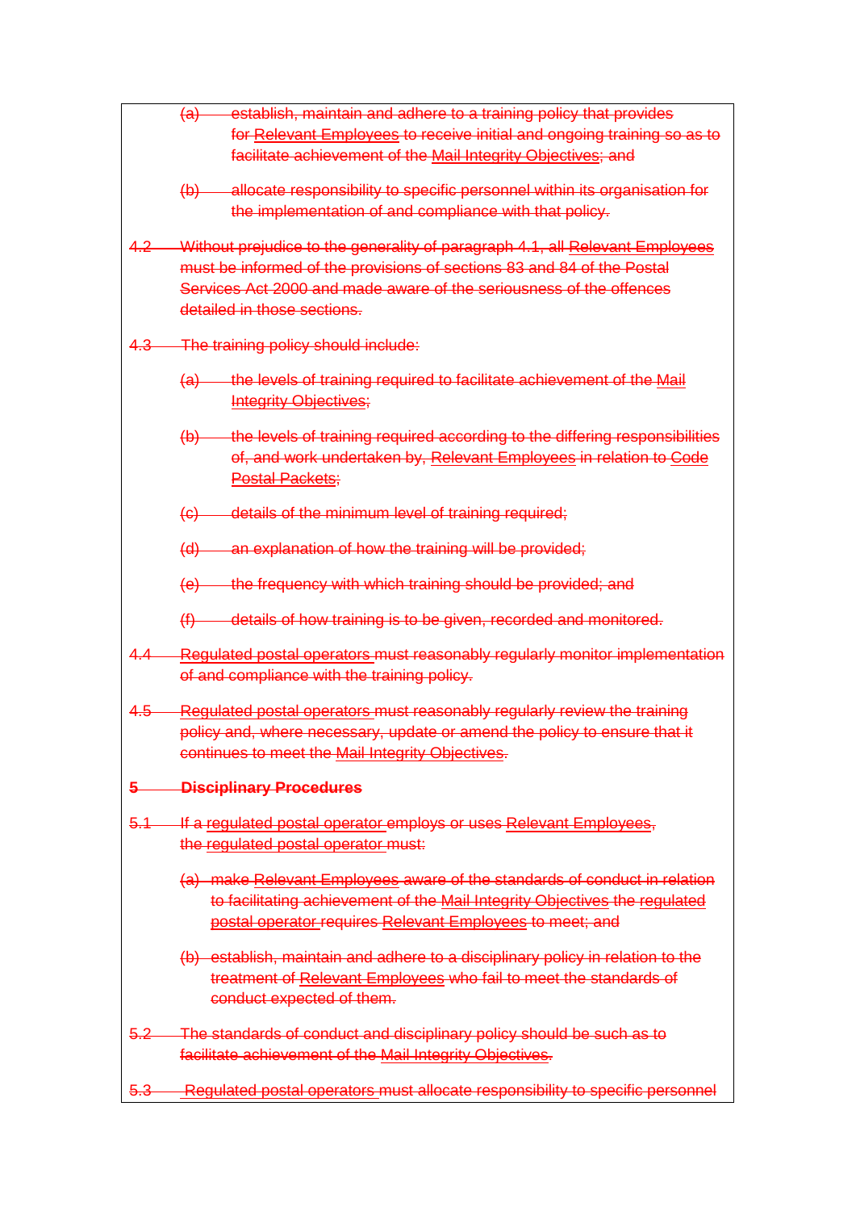(a) establish, maintain and adhere to a training policy that provides for Relevant Employees to receive initial and ongoing training so as to facilitate achievement of the Mail Integrity Objectives; and

(b) allocate responsibility to specific personnel within its organisation for the implementation of and compliance with that policy.

4.2 Without prejudice to the generality of paragraph 4.1, all Relevant Employees must be informed of the provisions of sections 83 and 84 of the Postal Services Act 2000 and made aware of the seriousness of the offences detailed in those sections.

4.3 The training policy should include:

(a) the levels of training required to facilitate achievement of the Mail Integrity Objectives;

(b) the levels of training required according to the differing responsibilities of, and work undertaken by, Relevant Employees in relation to Code Postal Packets;

(c) details of the minimum level of training required;

(d) an explanation of how the training will be provided;

(e) the frequency with which training should be provided; and

(f) details of how training is to be given, recorded and monitored.

4.4 Regulated postal operators must reasonably regularly monitor implementation of and compliance with the training policy.

4.5 Regulated postal operators must reasonably regularly review the training policy and, where necessary, update or amend the policy to ensure that it continues to meet the Mail Integrity Objectives.

**5 Disciplinary Procedures**

5.1 If a regulated postal operator employs or uses Relevant Employees, the regulated postal operator must:

(a) make Relevant Employees aware of the standards of conduct in relation to facilitating achievement of the Mail Integrity Objectives the regulated postal operator requires Relevant Employees to meet; and

(b) establish, maintain and adhere to a disciplinary policy in relation to the treatment of Relevant Employees who fail to meet the standards of conduct expected of them.

5.2 The standards of conduct and disciplinary policy should be such as to facilitate achievement of the Mail Integrity Objectives.

5.3 Regulated postal operators must allocate responsibility to specific personnel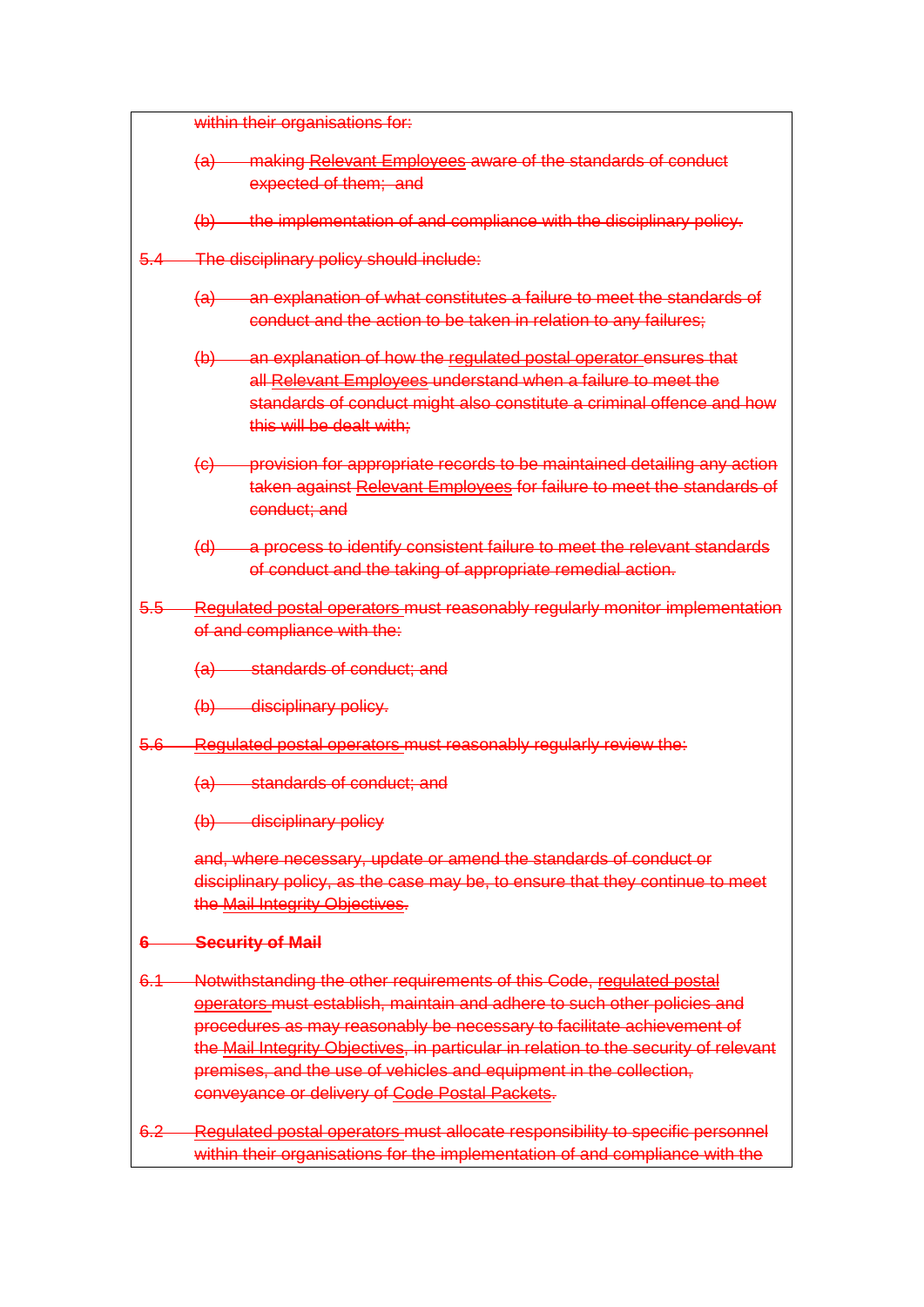within their organisations for:

(a) making Relevant Employees aware of the standards of conduct expected of them; and

(b) the implementation of and compliance with the disciplinary policy.

5.4 The disciplinary policy should include:

(a) an explanation of what constitutes a failure to meet the standards of conduct and the action to be taken in relation to any failures;

(b) an explanation of how the regulated postal operator ensures that all Relevant Employees understand when a failure to meet the standards of conduct might also constitute a criminal offence and how this will be dealt with;

(c) provision for appropriate records to be maintained detailing any action taken against Relevant Employees for failure to meet the standards of conduct; and

(d) a process to identify consistent failure to meet the relevant standards of conduct and the taking of appropriate remedial action.

5.5 Regulated postal operators must reasonably regularly monitor implementation of and compliance with the:

(a) standards of conduct; and

(b) disciplinary policy.

5.6 Regulated postal operators must reasonably regularly review the:

(a) standards of conduct; and

(b) disciplinary policy

and, where necessary, update or amend the standards of conduct or disciplinary policy, as the case may be, to ensure that they continue to meet the Mail Integrity Objectives.

**6 Security of Mail**

6.1 Notwithstanding the other requirements of this Code, regulated postal operators must establish, maintain and adhere to such other policies and procedures as may reasonably be necessary to facilitate achievement of the Mail Integrity Objectives, in particular in relation to the security of relevant premises, and the use of vehicles and equipment in the collection, conveyance or delivery of Code Postal Packets.

6.2 Regulated postal operators must allocate responsibility to specific personnel within their organisations for the implementation of and compliance with the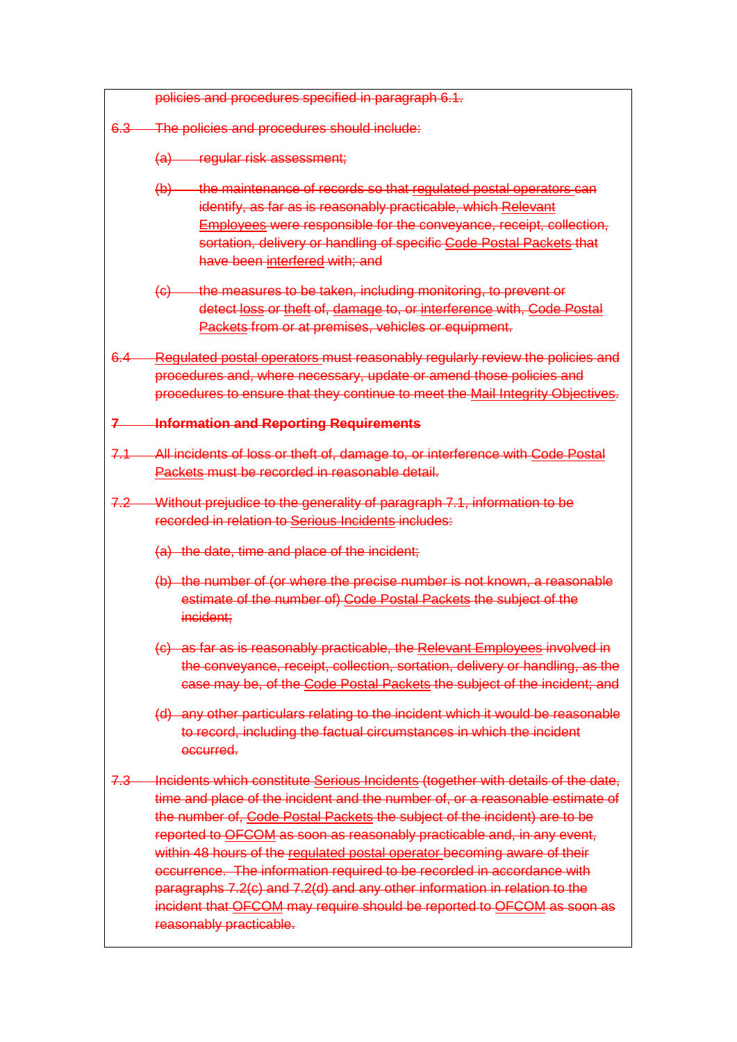policies and procedures specified in paragraph 6.1.

6.3 The policies and procedures should include:

(a) regular risk assessment;

(b) the maintenance of records so that regulated postal operators can identify, as far as is reasonably practicable, which Relevant Employees were responsible for the conveyance, receipt, collection, sortation, delivery or handling of specific Code Postal Packets that have been interfered with; and

(c) the measures to be taken, including monitoring, to prevent or detect loss or theft of, damage to, or interference with, Code Postal Packets from or at premises, vehicles or equipment.

6.4 Regulated postal operators must reasonably regularly review the policies and procedures and, where necessary, update or amend those policies and procedures to ensure that they continue to meet the Mail Integrity Objectives.

**7 Information and Reporting Requirements**

7.1 All incidents of loss or theft of, damage to, or interference with Code Postal Packets must be recorded in reasonable detail.

7.2 Without prejudice to the generality of paragraph 7.1, information to be recorded in relation to Serious Incidents includes:

(a) the date, time and place of the incident;

(b) the number of (or where the precise number is not known, a reasonable estimate of the number of) Code Postal Packets the subject of the incident;

(c) as far as is reasonably practicable, the Relevant Employees involved in the conveyance, receipt, collection, sortation, delivery or handling, as the case may be, of the Code Postal Packets the subject of the incident; and

(d) any other particulars relating to the incident which it would be reasonable to record, including the factual circumstances in which the incident occurred.

7.3 Incidents which constitute Serious Incidents (together with details of the date, time and place of the incident and the number of, or a reasonable estimate of the number of, Code Postal Packets the subject of the incident) are to be reported to OFCOM as soon as reasonably practicable and, in any event, within 48 hours of the regulated postal operator becoming aware of their occurrence. The information required to be recorded in accordance with paragraphs 7.2(c) and 7.2(d) and any other information in relation to the incident that OFCOM may require should be reported to OFCOM as soon as reasonably practicable.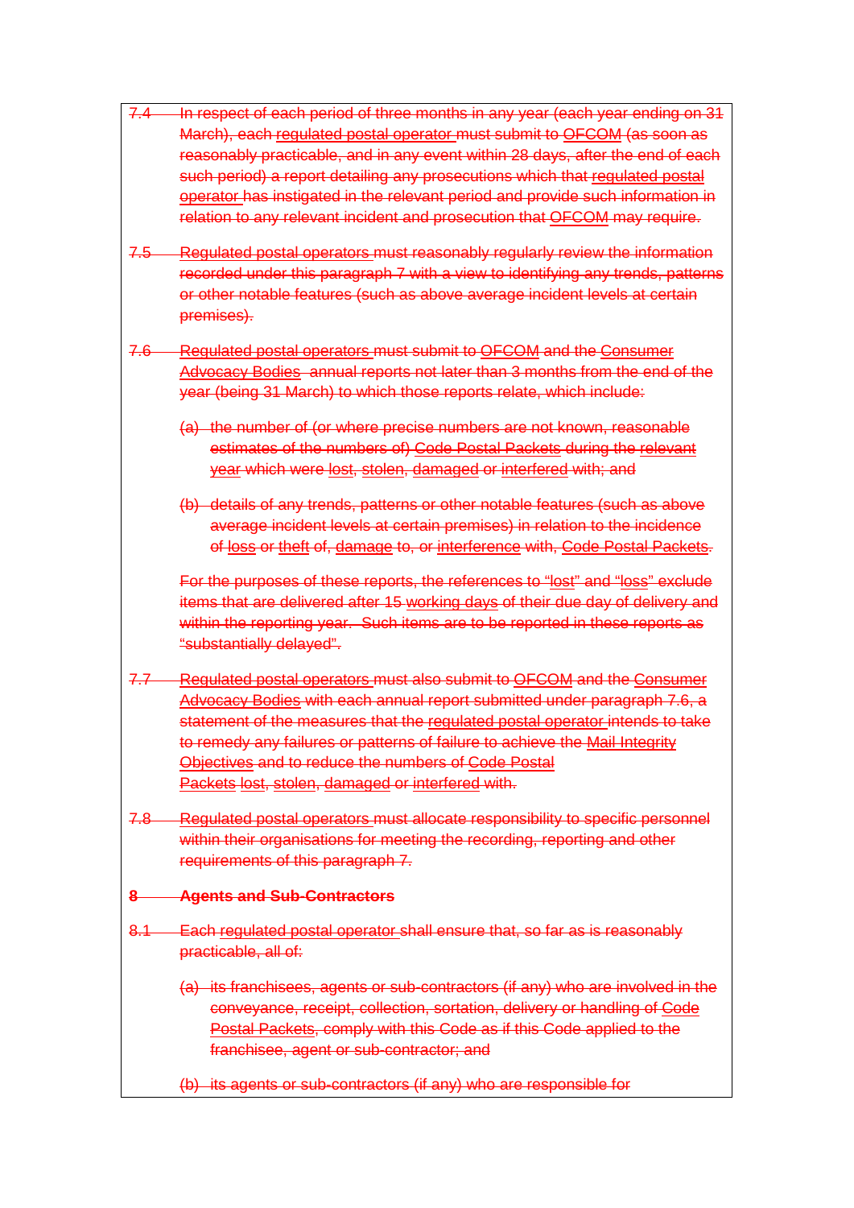~~7.4 In respect of each period of three months in any year (each year ending on 31 March), each regulated postal operator must submit to OFCOM (as soon as reasonably practicable, and in any event within 28 days, after the end of each such period) a report detailing any prosecutions which that regulated postal operator has instigated in the relevant period and provide such information in relation to any relevant incident and prosecution that OFCOM may require.~~

~~7.5 Regulated postal operators must reasonably regularly review the information recorded under this paragraph 7 with a view to identifying any trends, patterns or other notable features (such as above average incident levels at certain premises).~~

~~7.6 Regulated postal operators must submit to OFCOM and the Consumer Advocacy Bodies annual reports not later than 3 months from the end of the year (being 31 March) to which those reports relate, which include:~~

~~(a) the number of (or where precise numbers are not known, reasonable estimates of the numbers of) Code Postal Packets during the relevant year which were lost, stolen, damaged or interfered with; and~~

~~(b) details of any trends, patterns or other notable features (such as above average incident levels at certain premises) in relation to the incidence of loss or theft of, damage to, or interference with, Code Postal Packets.~~

~~For the purposes of these reports, the references to "lost" and "loss" exclude items that are delivered after 15 working days of their due day of delivery and within the reporting year. Such items are to be reported in these reports as "substantially delayed".~~

~~7.7 Regulated postal operators must also submit to OFCOM and the Consumer Advocacy Bodies with each annual report submitted under paragraph 7.6, a statement of the measures that the regulated postal operator intends to take to remedy any failures or patterns of failure to achieve the Mail Integrity Objectives and to reduce the numbers of Code Postal Packets lost, stolen, damaged or interfered with.~~

~~7.8 Regulated postal operators must allocate responsibility to specific personnel within their organisations for meeting the recording, reporting and other requirements of this paragraph 7.~~

**~~8 Agents and Sub-Contractors~~**

~~8.1 Each regulated postal operator shall ensure that, so far as is reasonably practicable, all of:~~

~~(a) its franchisees, agents or sub-contractors (if any) who are involved in the conveyance, receipt, collection, sortation, delivery or handling of Code Postal Packets, comply with this Code as if this Code applied to the franchisee, agent or sub-contractor; and~~

~~(b) its agents or sub-contractors (if any) who are responsible for~~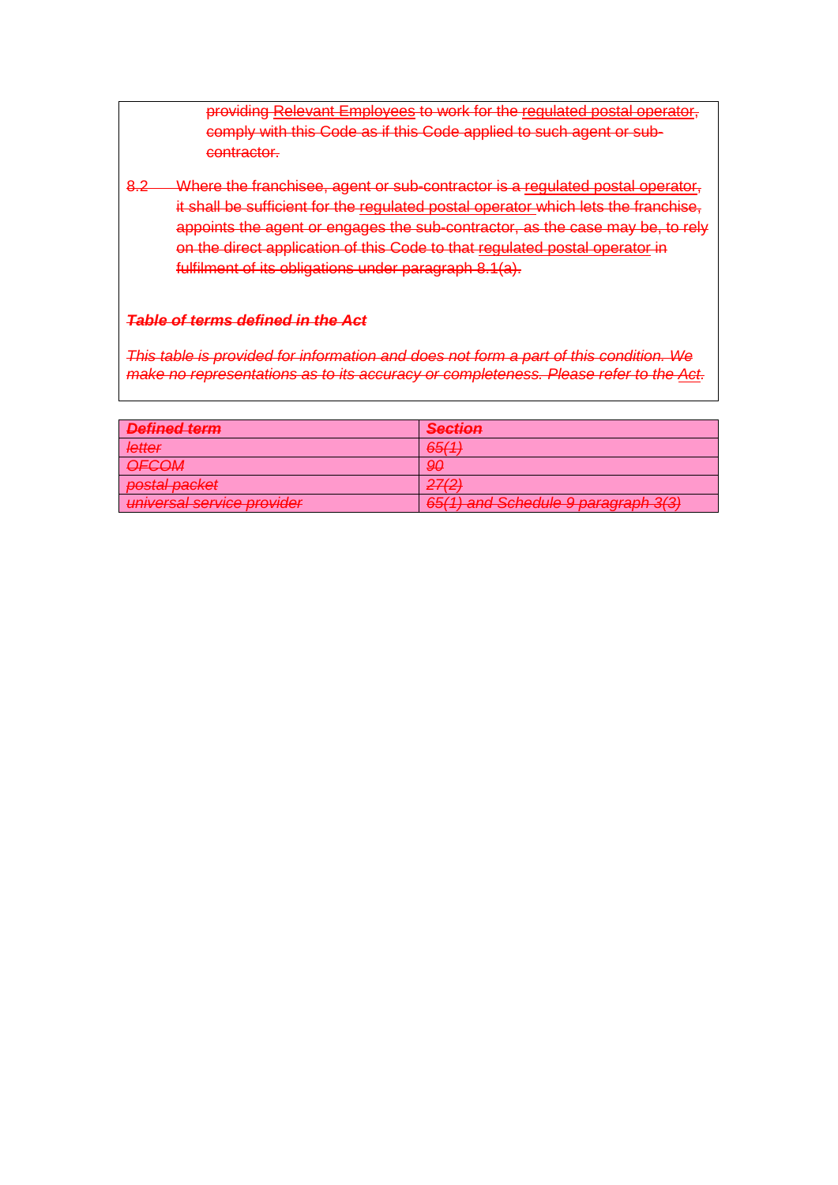providing Relevant Employees to work for the regulated postal operator, comply with this Code as if this Code applied to such agent or sub-contractor.

8.2 Where the franchisee, agent or sub-contractor is a regulated postal operator, it shall be sufficient for the regulated postal operator which lets the franchise, appoints the agent or engages the sub-contractor, as the case may be, to rely on the direct application of this Code to that regulated postal operator in fulfilment of its obligations under paragraph 8.1(a).

***Table of terms defined in the Act***

*This table is provided for information and does not form a part of this condition. We make no representations as to its accuracy or completeness. Please refer to the Act.*

| ***Defined term*** | ***Section*** |
|---|---|
| *letter* | *65(1)* |
| *OFCOM* | *90* |
| *postal packet* | *27(2)* |
| *universal service provider* | *65(1) and Schedule 9 paragraph 3(3)* |